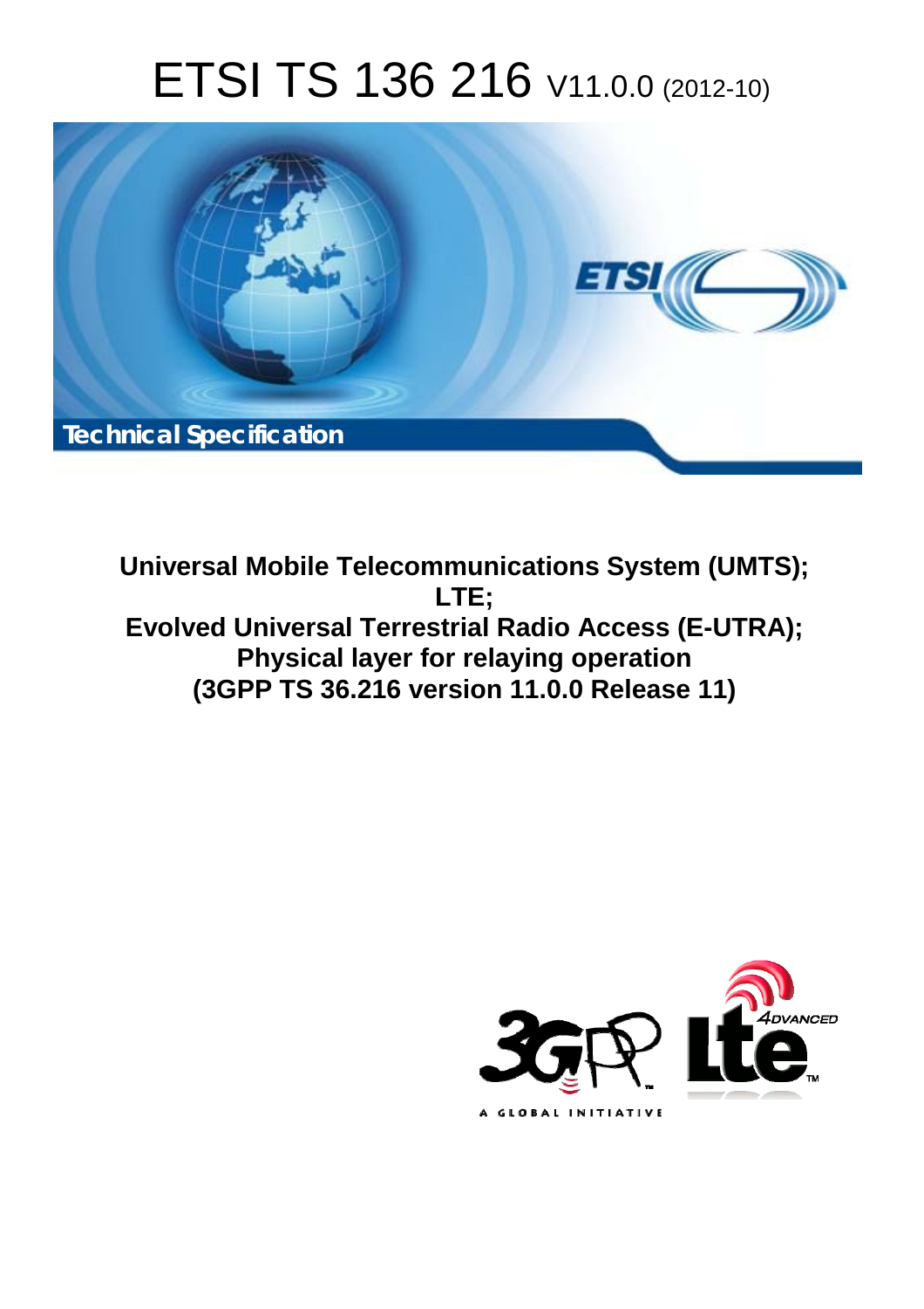# ETSI TS 136 216 V11.0.0 (2012-10)

**Technical Specification**

**Universal Mobile Telecommunications System (UMTS); LTE; Evolved Universal Terrestrial Radio Access (E-UTRA); Physical layer for relaying operation (3GPP TS 36.216 version 11.0.0 Release 11)**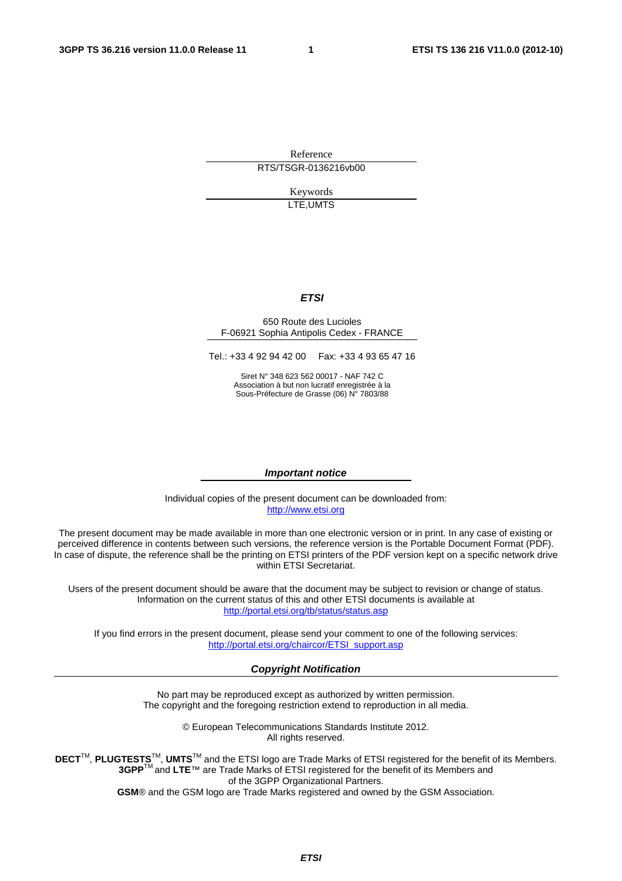Reference

RTS/TSGR-0136216vb00

Keywords

LTE,UMTS

***ETSI***

650 Route des Lucioles
F-06921 Sophia Antipolis Cedex - FRANCE

Tel.: +33 4 92 94 42 00 Fax: +33 4 93 65 47 16

Siret N° 348 623 562 00017 - NAF 742 C
Association à but non lucratif enregistrée à la
Sous-Préfecture de Grasse (06) N° 7803/88

***Important notice***

Individual copies of the present document can be downloaded from:
http://www.etsi.org

The present document may be made available in more than one electronic version or in print. In any case of existing or perceived difference in contents between such versions, the reference version is the Portable Document Format (PDF). In case of dispute, the reference shall be the printing on ETSI printers of the PDF version kept on a specific network drive within ETSI Secretariat.

Users of the present document should be aware that the document may be subject to revision or change of status. Information on the current status of this and other ETSI documents is available at
http://portal.etsi.org/tb/status/status.asp

If you find errors in the present document, please send your comment to one of the following services:
http://portal.etsi.org/chaircor/ETSI_support.asp

***Copyright Notification***

No part may be reproduced except as authorized by written permission.
The copyright and the foregoing restriction extend to reproduction in all media.

© European Telecommunications Standards Institute 2012.
All rights reserved.

**DECT**™, **PLUGTESTS**™, **UMTS**™ and the ETSI logo are Trade Marks of ETSI registered for the benefit of its Members.
**3GPP**™ and **LTE**™ are Trade Marks of ETSI registered for the benefit of its Members and of the 3GPP Organizational Partners.
**GSM**® and the GSM logo are Trade Marks registered and owned by the GSM Association.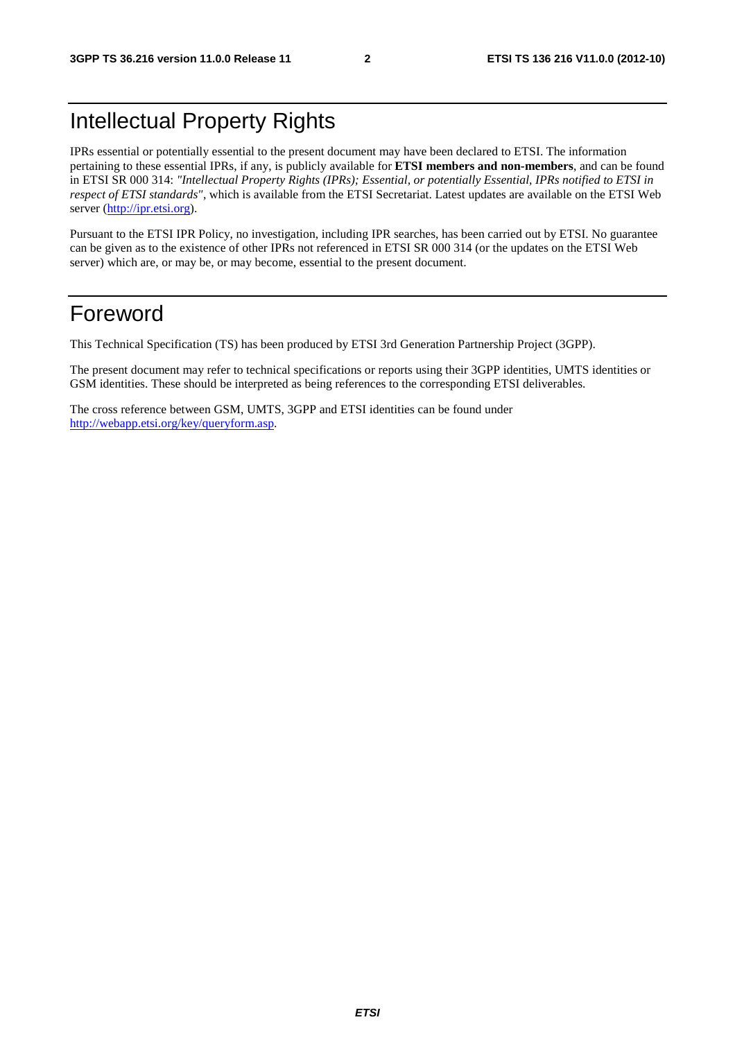# Intellectual Property Rights

IPRs essential or potentially essential to the present document may have been declared to ETSI. The information pertaining to these essential IPRs, if any, is publicly available for **ETSI members and non-members**, and can be found in ETSI SR 000 314: *"Intellectual Property Rights (IPRs); Essential, or potentially Essential, IPRs notified to ETSI in respect of ETSI standards"*, which is available from the ETSI Secretariat. Latest updates are available on the ETSI Web server (http://ipr.etsi.org).

Pursuant to the ETSI IPR Policy, no investigation, including IPR searches, has been carried out by ETSI. No guarantee can be given as to the existence of other IPRs not referenced in ETSI SR 000 314 (or the updates on the ETSI Web server) which are, or may be, or may become, essential to the present document.

# Foreword

This Technical Specification (TS) has been produced by ETSI 3rd Generation Partnership Project (3GPP).

The present document may refer to technical specifications or reports using their 3GPP identities, UMTS identities or GSM identities. These should be interpreted as being references to the corresponding ETSI deliverables.

The cross reference between GSM, UMTS, 3GPP and ETSI identities can be found under http://webapp.etsi.org/key/queryform.asp.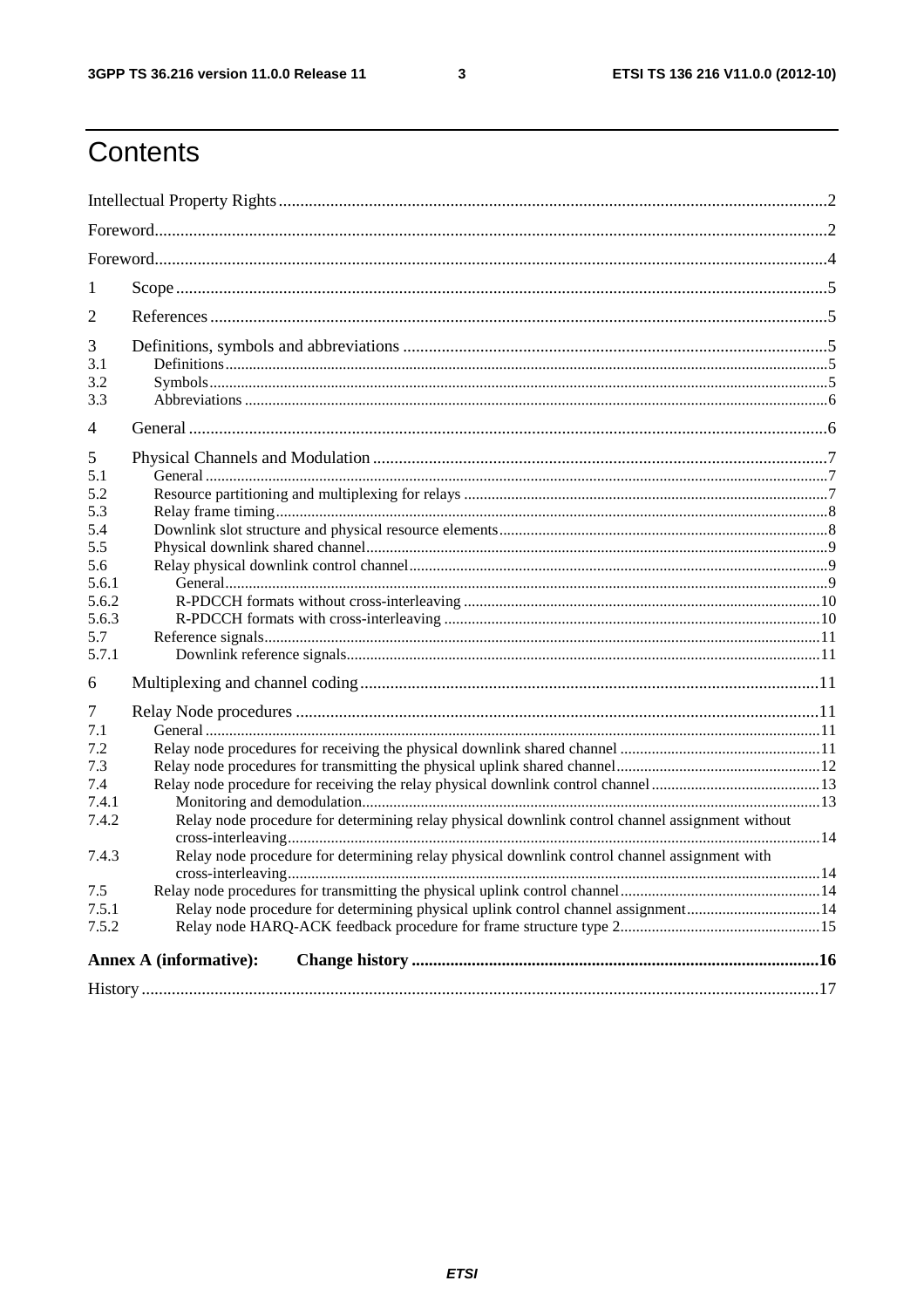# Contents

Intellectual Property Rights ..... 2

Foreword ..... 2

Foreword ..... 4

1 Scope ..... 5

2 References ..... 5

3 Definitions, symbols and abbreviations ..... 5
- 3.1 Definitions ..... 5
- 3.2 Symbols ..... 5
- 3.3 Abbreviations ..... 6

4 General ..... 6

5 Physical Channels and Modulation ..... 7
- 5.1 General ..... 7
- 5.2 Resource partitioning and multiplexing for relays ..... 7
- 5.3 Relay frame timing ..... 8
- 5.4 Downlink slot structure and physical resource elements ..... 8
- 5.5 Physical downlink shared channel ..... 9
- 5.6 Relay physical downlink control channel ..... 9
  - 5.6.1 General ..... 9
  - 5.6.2 R-PDCCH formats without cross-interleaving ..... 10
  - 5.6.3 R-PDCCH formats with cross-interleaving ..... 10
- 5.7 Reference signals ..... 11
  - 5.7.1 Downlink reference signals ..... 11

6 Multiplexing and channel coding ..... 11

7 Relay Node procedures ..... 11
- 7.1 General ..... 11
- 7.2 Relay node procedures for receiving the physical downlink shared channel ..... 11
- 7.3 Relay node procedures for transmitting the physical uplink shared channel ..... 12
- 7.4 Relay node procedure for receiving the relay physical downlink control channel ..... 13
  - 7.4.1 Monitoring and demodulation ..... 13
  - 7.4.2 Relay node procedure for determining relay physical downlink control channel assignment without cross-interleaving ..... 14
  - 7.4.3 Relay node procedure for determining relay physical downlink control channel assignment with cross-interleaving ..... 14
- 7.5 Relay node procedures for transmitting the physical uplink control channel ..... 14
  - 7.5.1 Relay node procedure for determining physical uplink control channel assignment ..... 14
  - 7.5.2 Relay node HARQ-ACK feedback procedure for frame structure type 2 ..... 15

**Annex A (informative): Change history ..... 16**

History ..... 17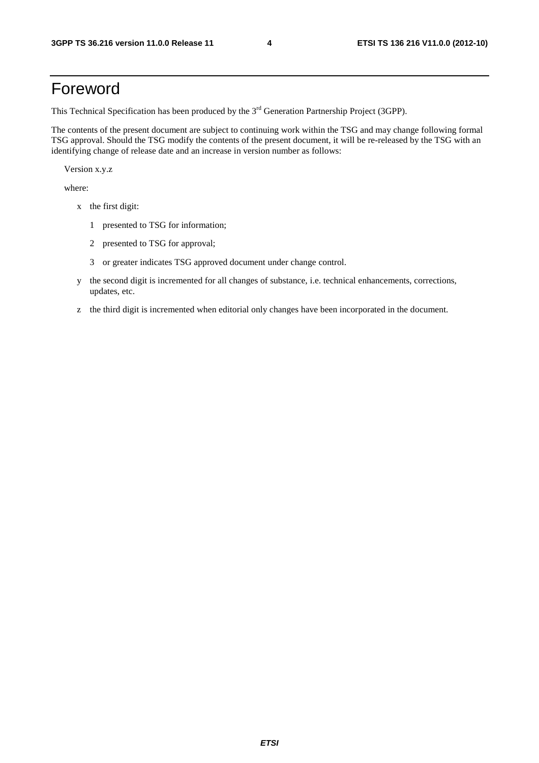# Foreword

This Technical Specification has been produced by the 3rd Generation Partnership Project (3GPP).

The contents of the present document are subject to continuing work within the TSG and may change following formal TSG approval. Should the TSG modify the contents of the present document, it will be re-released by the TSG with an identifying change of release date and an increase in version number as follows:

Version x.y.z

where:

- x the first digit:
  - 1 presented to TSG for information;
  - 2 presented to TSG for approval;
  - 3 or greater indicates TSG approved document under change control.
- y the second digit is incremented for all changes of substance, i.e. technical enhancements, corrections, updates, etc.
- z the third digit is incremented when editorial only changes have been incorporated in the document.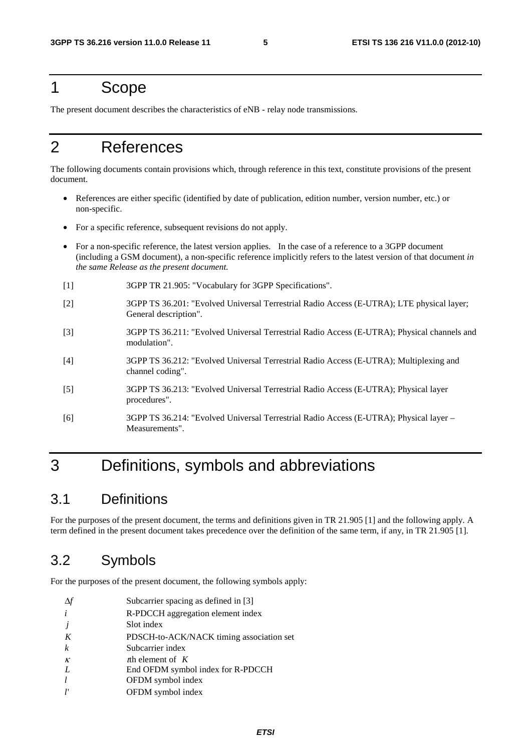# 1 Scope

The present document describes the characteristics of eNB - relay node transmissions.

# 2 References

The following documents contain provisions which, through reference in this text, constitute provisions of the present document.

- References are either specific (identified by date of publication, edition number, version number, etc.) or non-specific.
- For a specific reference, subsequent revisions do not apply.
- For a non-specific reference, the latest version applies. In the case of a reference to a 3GPP document (including a GSM document), a non-specific reference implicitly refers to the latest version of that document *in the same Release as the present document.*

[1] 3GPP TR 21.905: "Vocabulary for 3GPP Specifications".

[2] 3GPP TS 36.201: "Evolved Universal Terrestrial Radio Access (E-UTRA); LTE physical layer; General description".

[3] 3GPP TS 36.211: "Evolved Universal Terrestrial Radio Access (E-UTRA); Physical channels and modulation".

[4] 3GPP TS 36.212: "Evolved Universal Terrestrial Radio Access (E-UTRA); Multiplexing and channel coding".

[5] 3GPP TS 36.213: "Evolved Universal Terrestrial Radio Access (E-UTRA); Physical layer procedures".

[6] 3GPP TS 36.214: "Evolved Universal Terrestrial Radio Access (E-UTRA); Physical layer – Measurements".

# 3 Definitions, symbols and abbreviations

## 3.1 Definitions

For the purposes of the present document, the terms and definitions given in TR 21.905 [1] and the following apply. A term defined in the present document takes precedence over the definition of the same term, if any, in TR 21.905 [1].

## 3.2 Symbols

For the purposes of the present document, the following symbols apply:

| | |
|---|---|
| $\Delta f$ | Subcarrier spacing as defined in [3] |
| $i$ | R-PDCCH aggregation element index |
| $j$ | Slot index |
| $K$ | PDSCH-to-ACK/NACK timing association set |
| $k$ | Subcarrier index |
| $\kappa$ | $\iota$th element of $K$ |
| $L$ | End OFDM symbol index for R-PDCCH |
| $l$ | OFDM symbol index |
| $l'$ | OFDM symbol index |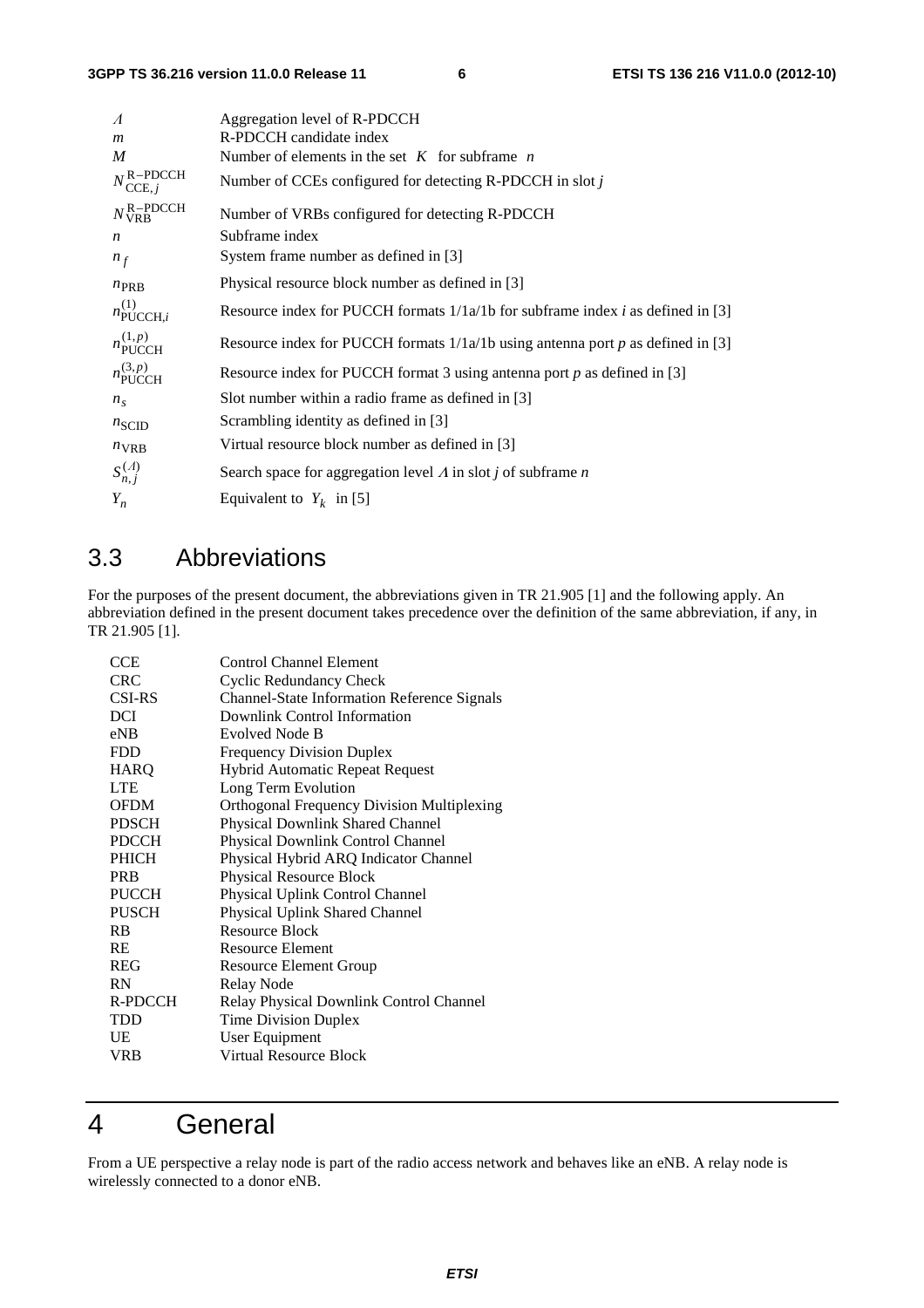| | |
|---|---|
| $\Lambda$ | Aggregation level of R-PDCCH |
| $m$ | R-PDCCH candidate index |
| $M$ | Number of elements in the set $K$ for subframe $n$ |
| $N_{\text{CCE},j}^{\text{R-PDCCH}}$ | Number of CCEs configured for detecting R-PDCCH in slot $j$ |
| $N_{\text{VRB}}^{\text{R-PDCCH}}$ | Number of VRBs configured for detecting R-PDCCH |
| $n$ | Subframe index |
| $n_f$ | System frame number as defined in [3] |
| $n_{\text{PRB}}$ | Physical resource block number as defined in [3] |
| $n_{\text{PUCCH},i}^{(1)}$ | Resource index for PUCCH formats 1/1a/1b for subframe index $i$ as defined in [3] |
| $n_{\text{PUCCH}}^{(1,p)}$ | Resource index for PUCCH formats 1/1a/1b using antenna port $p$ as defined in [3] |
| $n_{\text{PUCCH}}^{(3,p)}$ | Resource index for PUCCH format 3 using antenna port $p$ as defined in [3] |
| $n_s$ | Slot number within a radio frame as defined in [3] |
| $n_{\text{SCID}}$ | Scrambling identity as defined in [3] |
| $n_{\text{VRB}}$ | Virtual resource block number as defined in [3] |
| $S_{n,j}^{(\Lambda)}$ | Search space for aggregation level $\Lambda$ in slot $j$ of subframe $n$ |
| $Y_n$ | Equivalent to $Y_k$ in [5] |

## 3.3 Abbreviations

For the purposes of the present document, the abbreviations given in TR 21.905 [1] and the following apply. An abbreviation defined in the present document takes precedence over the definition of the same abbreviation, if any, in TR 21.905 [1].

| | |
|---|---|
| CCE | Control Channel Element |
| CRC | Cyclic Redundancy Check |
| CSI-RS | Channel-State Information Reference Signals |
| DCI | Downlink Control Information |
| eNB | Evolved Node B |
| FDD | Frequency Division Duplex |
| HARQ | Hybrid Automatic Repeat Request |
| LTE | Long Term Evolution |
| OFDM | Orthogonal Frequency Division Multiplexing |
| PDSCH | Physical Downlink Shared Channel |
| PDCCH | Physical Downlink Control Channel |
| PHICH | Physical Hybrid ARQ Indicator Channel |
| PRB | Physical Resource Block |
| PUCCH | Physical Uplink Control Channel |
| PUSCH | Physical Uplink Shared Channel |
| RB | Resource Block |
| RE | Resource Element |
| REG | Resource Element Group |
| RN | Relay Node |
| R-PDCCH | Relay Physical Downlink Control Channel |
| TDD | Time Division Duplex |
| UE | User Equipment |
| VRB | Virtual Resource Block |

# 4 General

From a UE perspective a relay node is part of the radio access network and behaves like an eNB. A relay node is wirelessly connected to a donor eNB.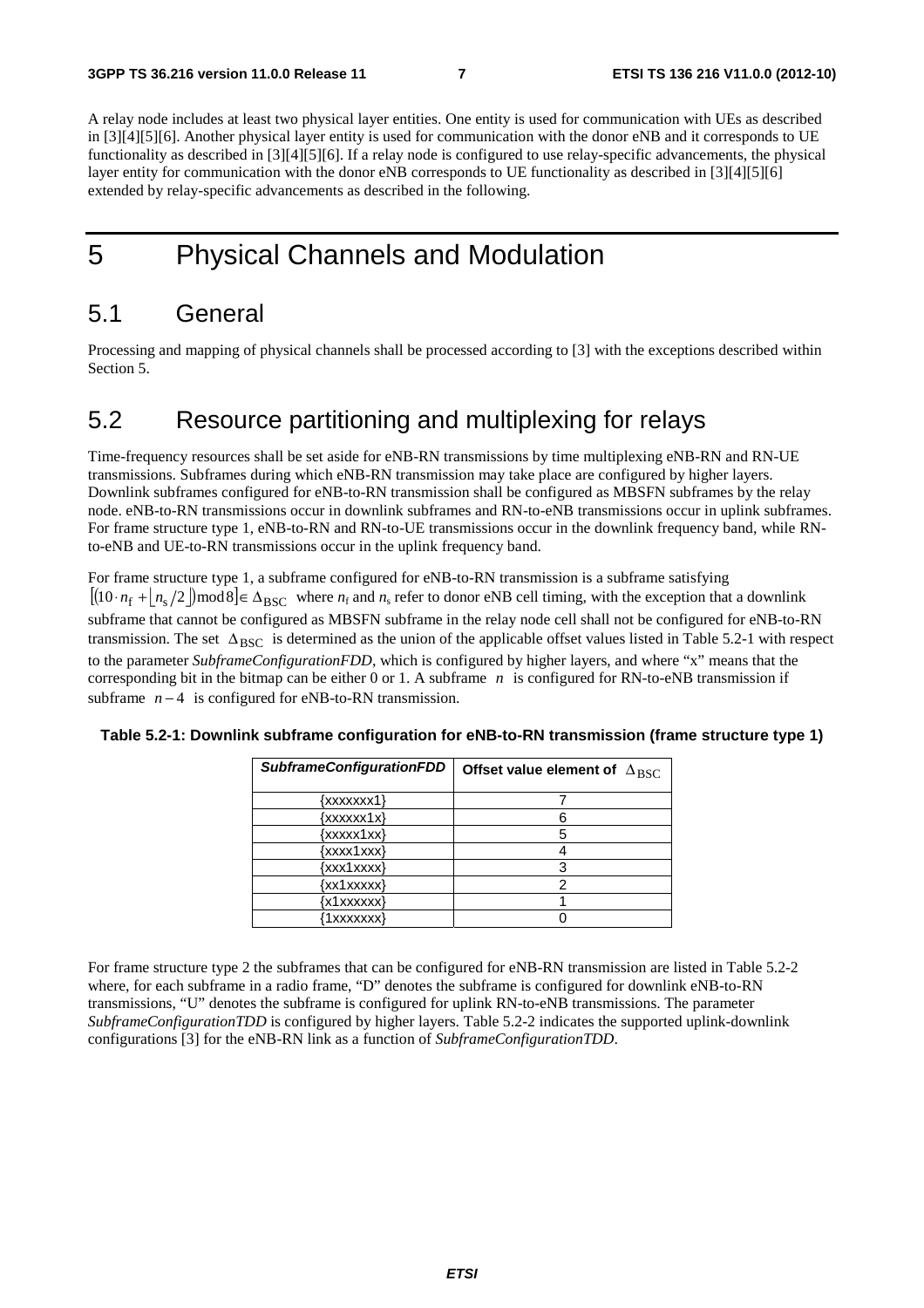A relay node includes at least two physical layer entities. One entity is used for communication with UEs as described in [3][4][5][6]. Another physical layer entity is used for communication with the donor eNB and it corresponds to UE functionality as described in [3][4][5][6]. If a relay node is configured to use relay-specific advancements, the physical layer entity for communication with the donor eNB corresponds to UE functionality as described in [3][4][5][6] extended by relay-specific advancements as described in the following.

# 5 Physical Channels and Modulation

## 5.1 General

Processing and mapping of physical channels shall be processed according to [3] with the exceptions described within Section 5.

## 5.2 Resource partitioning and multiplexing for relays

Time-frequency resources shall be set aside for eNB-RN transmissions by time multiplexing eNB-RN and RN-UE transmissions. Subframes during which eNB-RN transmission may take place are configured by higher layers. Downlink subframes configured for eNB-to-RN transmission shall be configured as MBSFN subframes by the relay node. eNB-to-RN transmissions occur in downlink subframes and RN-to-eNB transmissions occur in uplink subframes. For frame structure type 1, eNB-to-RN and RN-to-UE transmissions occur in the downlink frequency band, while RN-to-eNB and UE-to-RN transmissions occur in the uplink frequency band.

For frame structure type 1, a subframe configured for eNB-to-RN transmission is a subframe satisfying $[(10 \cdot n_{\mathrm{f}} + \lfloor n_{\mathrm{s}}/2 \rfloor) \bmod 8] \in \Delta_{\mathrm{BSC}}$ where $n_{\mathrm{f}}$ and $n_{\mathrm{s}}$ refer to donor eNB cell timing, with the exception that a downlink subframe that cannot be configured as MBSFN subframe in the relay node cell shall not be configured for eNB-to-RN transmission. The set $\Delta_{\mathrm{BSC}}$ is determined as the union of the applicable offset values listed in Table 5.2-1 with respect to the parameter *SubframeConfigurationFDD*, which is configured by higher layers, and where "x" means that the corresponding bit in the bitmap can be either 0 or 1. A subframe $n$ is configured for RN-to-eNB transmission if subframe $n-4$ is configured for eNB-to-RN transmission.

**Table 5.2-1: Downlink subframe configuration for eNB-to-RN transmission (frame structure type 1)**

| *SubframeConfigurationFDD* | Offset value element of $\Delta_{\mathrm{BSC}}$ |
|---|---|
| {xxxxxxx1} | 7 |
| {xxxxxx1x} | 6 |
| {xxxxx1xx} | 5 |
| {xxxx1xxx} | 4 |
| {xxx1xxxx} | 3 |
| {xx1xxxxx} | 2 |
| {x1xxxxxx} | 1 |
| {1xxxxxxx} | 0 |

For frame structure type 2 the subframes that can be configured for eNB-RN transmission are listed in Table 5.2-2 where, for each subframe in a radio frame, "D" denotes the subframe is configured for downlink eNB-to-RN transmissions, "U" denotes the subframe is configured for uplink RN-to-eNB transmissions. The parameter *SubframeConfigurationTDD* is configured by higher layers. Table 5.2-2 indicates the supported uplink-downlink configurations [3] for the eNB-RN link as a function of *SubframeConfigurationTDD*.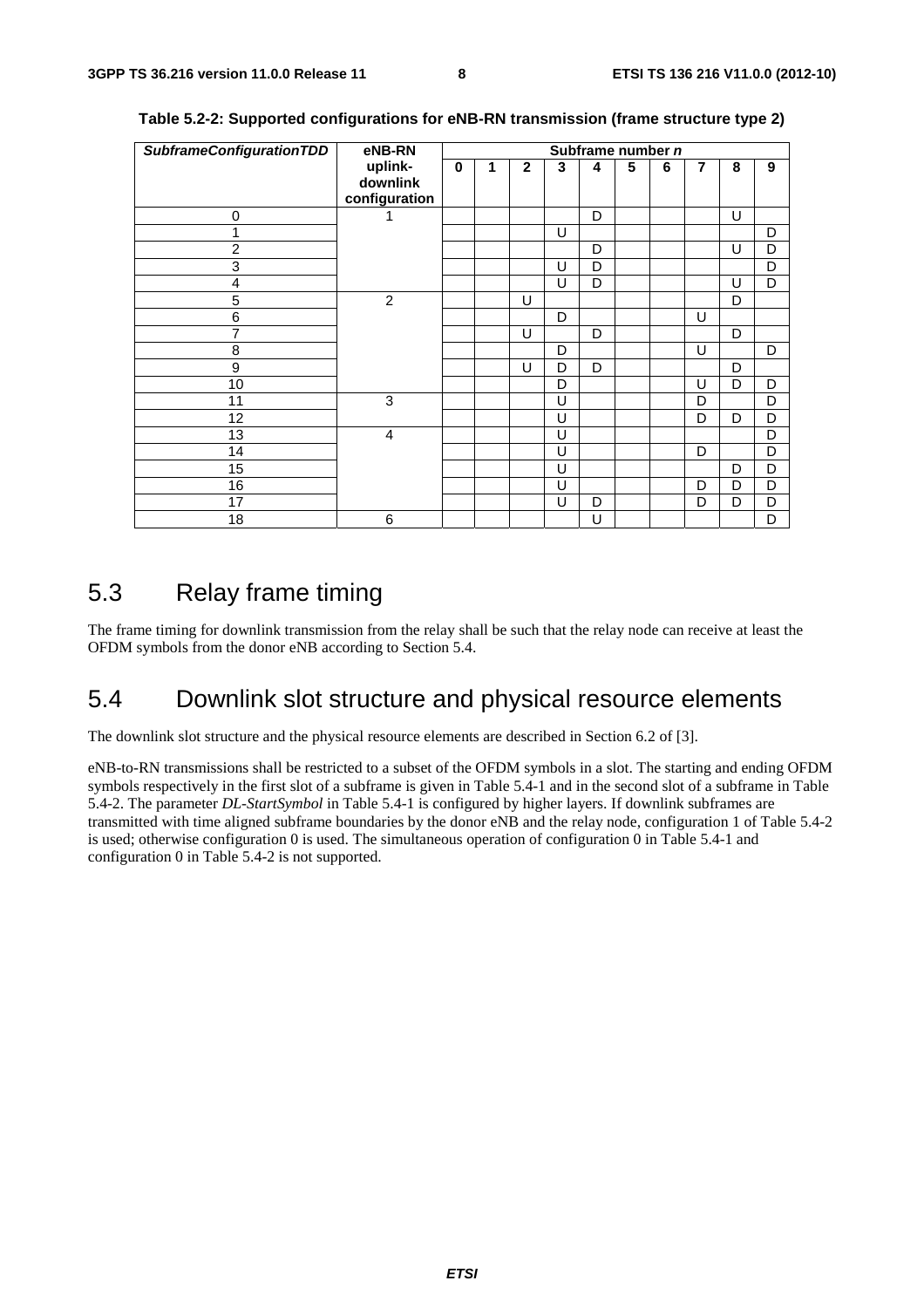**Table 5.2-2: Supported configurations for eNB-RN transmission (frame structure type 2)**

| *SubframeConfigurationTDD* | eNB-RN uplink-downlink configuration | Subframe number *n* | | | | | | | | | |
|---|---|---|---|---|---|---|---|---|---|---|---|
| | | 0 | 1 | 2 | 3 | 4 | 5 | 6 | 7 | 8 | 9 |
| 0 | 1 | | | | | D | | | | U | |
| 1 | | | | | U | | | | | | D |
| 2 | | | | | | D | | | | U | D |
| 3 | | | | | U | D | | | | | D |
| 4 | | | | | U | D | | | | U | D |
| 5 | 2 | | | U | | | | | | D | |
| 6 | | | | | D | | | | U | | |
| 7 | | | | U | | D | | | | D | |
| 8 | | | | | D | | | | U | | D |
| 9 | | | | U | D | D | | | | D | |
| 10 | | | | | D | | | | U | D | D |
| 11 | 3 | | | | U | | | | D | | D |
| 12 | | | | | U | | | | D | D | D |
| 13 | 4 | | | | U | | | | | | D |
| 14 | | | | | U | | | | D | | D |
| 15 | | | | | U | | | | | D | D |
| 16 | | | | | U | | | | D | D | D |
| 17 | | | | | U | D | | | D | D | D |
| 18 | 6 | | | | | U | | | | | D |

## 5.3 Relay frame timing

The frame timing for downlink transmission from the relay shall be such that the relay node can receive at least the OFDM symbols from the donor eNB according to Section 5.4.

## 5.4 Downlink slot structure and physical resource elements

The downlink slot structure and the physical resource elements are described in Section 6.2 of [3].

eNB-to-RN transmissions shall be restricted to a subset of the OFDM symbols in a slot. The starting and ending OFDM symbols respectively in the first slot of a subframe is given in Table 5.4-1 and in the second slot of a subframe in Table 5.4-2. The parameter *DL-StartSymbol* in Table 5.4-1 is configured by higher layers. If downlink subframes are transmitted with time aligned subframe boundaries by the donor eNB and the relay node, configuration 1 of Table 5.4-2 is used; otherwise configuration 0 is used. The simultaneous operation of configuration 0 in Table 5.4-1 and configuration 0 in Table 5.4-2 is not supported.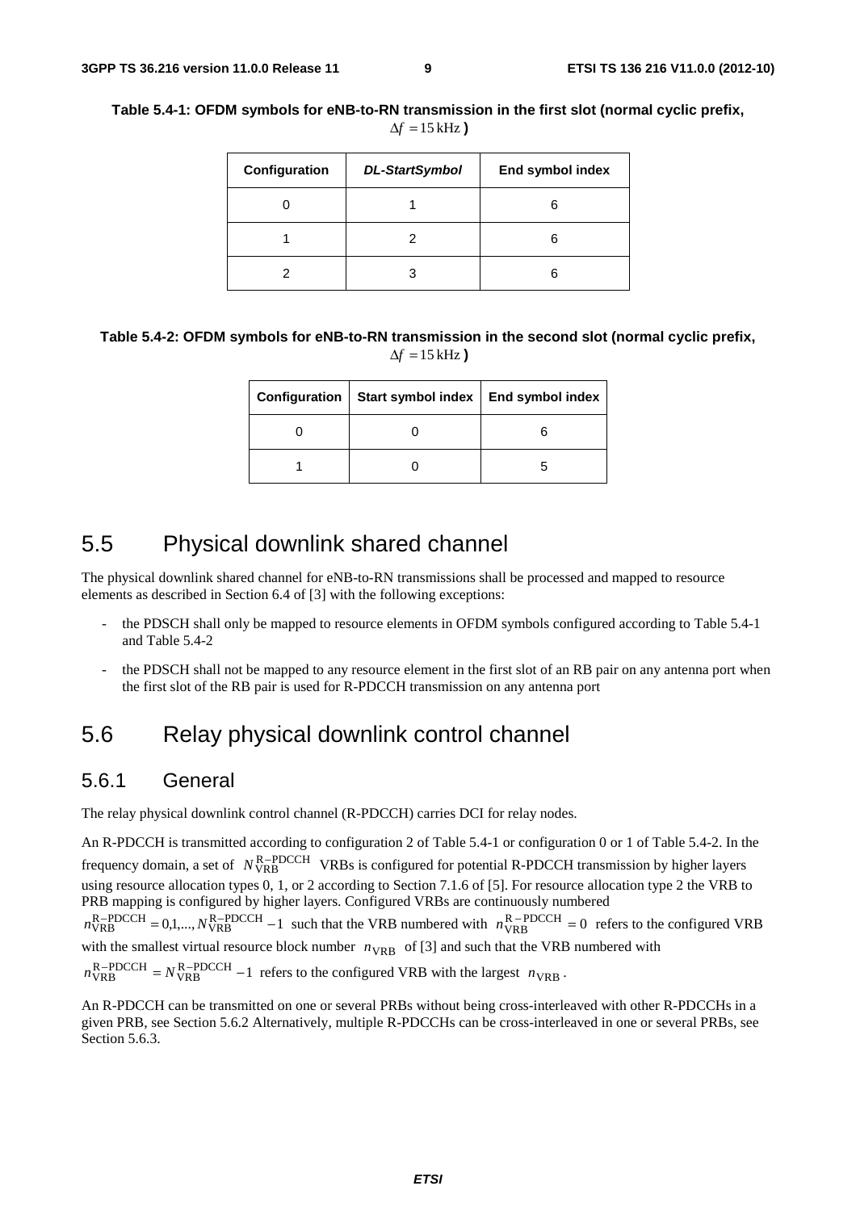**Table 5.4-1: OFDM symbols for eNB-to-RN transmission in the first slot (normal cyclic prefix, $\Delta f = 15\,\text{kHz}$)**

| Configuration | *DL-StartSymbol* | End symbol index |
|---|---|---|
| 0 | 1 | 6 |
| 1 | 2 | 6 |
| 2 | 3 | 6 |

**Table 5.4-2: OFDM symbols for eNB-to-RN transmission in the second slot (normal cyclic prefix, $\Delta f = 15\,\text{kHz}$)**

| Configuration | Start symbol index | End symbol index |
|---|---|---|
| 0 | 0 | 6 |
| 1 | 0 | 5 |

# 5.5 Physical downlink shared channel

The physical downlink shared channel for eNB-to-RN transmissions shall be processed and mapped to resource elements as described in Section 6.4 of [3] with the following exceptions:

- the PDSCH shall only be mapped to resource elements in OFDM symbols configured according to Table 5.4-1 and Table 5.4-2
- the PDSCH shall not be mapped to any resource element in the first slot of an RB pair on any antenna port when the first slot of the RB pair is used for R-PDCCH transmission on any antenna port

# 5.6 Relay physical downlink control channel

## 5.6.1 General

The relay physical downlink control channel (R-PDCCH) carries DCI for relay nodes.

An R-PDCCH is transmitted according to configuration 2 of Table 5.4-1 or configuration 0 or 1 of Table 5.4-2. In the frequency domain, a set of $N_{\text{VRB}}^{\text{R-PDCCH}}$ VRBs is configured for potential R-PDCCH transmission by higher layers using resource allocation types 0, 1, or 2 according to Section 7.1.6 of [5]. For resource allocation type 2 the VRB to PRB mapping is configured by higher layers. Configured VRBs are continuously numbered $n_{\text{VRB}}^{\text{R-PDCCH}} = 0,1,...,N_{\text{VRB}}^{\text{R-PDCCH}} - 1$ such that the VRB numbered with $n_{\text{VRB}}^{\text{R-PDCCH}} = 0$ refers to the configured VRB with the smallest virtual resource block number $n_{\text{VRB}}$ of [3] and such that the VRB numbered with $n_{\text{VRB}}^{\text{R-PDCCH}} = N_{\text{VRB}}^{\text{R-PDCCH}} - 1$ refers to the configured VRB with the largest $n_{\text{VRB}}$.

An R-PDCCH can be transmitted on one or several PRBs without being cross-interleaved with other R-PDCCHs in a given PRB, see Section 5.6.2 Alternatively, multiple R-PDCCHs can be cross-interleaved in one or several PRBs, see Section 5.6.3.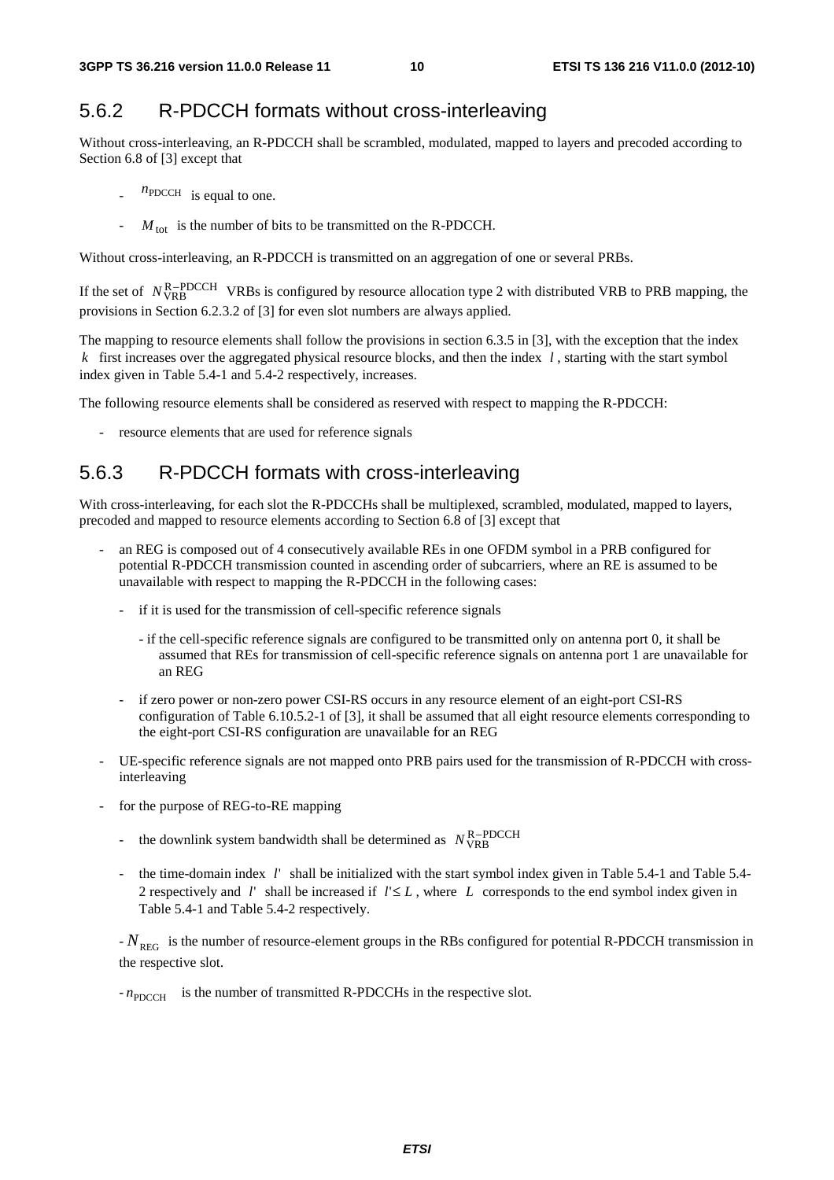### 5.6.2 R-PDCCH formats without cross-interleaving

Without cross-interleaving, an R-PDCCH shall be scrambled, modulated, mapped to layers and precoded according to Section 6.8 of [3] except that

- $n_{\text{PDCCH}}$ is equal to one.
- $M_{\text{tot}}$ is the number of bits to be transmitted on the R-PDCCH.

Without cross-interleaving, an R-PDCCH is transmitted on an aggregation of one or several PRBs.

If the set of $N_{\text{VRB}}^{\text{R-PDCCH}}$ VRBs is configured by resource allocation type 2 with distributed VRB to PRB mapping, the provisions in Section 6.2.3.2 of [3] for even slot numbers are always applied.

The mapping to resource elements shall follow the provisions in section 6.3.5 in [3], with the exception that the index $k$ first increases over the aggregated physical resource blocks, and then the index $l$, starting with the start symbol index given in Table 5.4-1 and 5.4-2 respectively, increases.

The following resource elements shall be considered as reserved with respect to mapping the R-PDCCH:

- resource elements that are used for reference signals

### 5.6.3 R-PDCCH formats with cross-interleaving

With cross-interleaving, for each slot the R-PDCCHs shall be multiplexed, scrambled, modulated, mapped to layers, precoded and mapped to resource elements according to Section 6.8 of [3] except that

- an REG is composed out of 4 consecutively available REs in one OFDM symbol in a PRB configured for potential R-PDCCH transmission counted in ascending order of subcarriers, where an RE is assumed to be unavailable with respect to mapping the R-PDCCH in the following cases:
  - if it is used for the transmission of cell-specific reference signals
    - if the cell-specific reference signals are configured to be transmitted only on antenna port 0, it shall be assumed that REs for transmission of cell-specific reference signals on antenna port 1 are unavailable for an REG
  - if zero power or non-zero power CSI-RS occurs in any resource element of an eight-port CSI-RS configuration of Table 6.10.5.2-1 of [3], it shall be assumed that all eight resource elements corresponding to the eight-port CSI-RS configuration are unavailable for an REG
- UE-specific reference signals are not mapped onto PRB pairs used for the transmission of R-PDCCH with cross-interleaving
- for the purpose of REG-to-RE mapping
  - the downlink system bandwidth shall be determined as $N_{\text{VRB}}^{\text{R-PDCCH}}$
  - the time-domain index $l'$ shall be initialized with the start symbol index given in Table 5.4-1 and Table 5.4-2 respectively and $l'$ shall be increased if $l' \leq L$, where $L$ corresponds to the end symbol index given in Table 5.4-1 and Table 5.4-2 respectively.

- $N_{\text{REG}}$ is the number of resource-element groups in the RBs configured for potential R-PDCCH transmission in the respective slot.

- $n_{\text{PDCCH}}$ is the number of transmitted R-PDCCHs in the respective slot.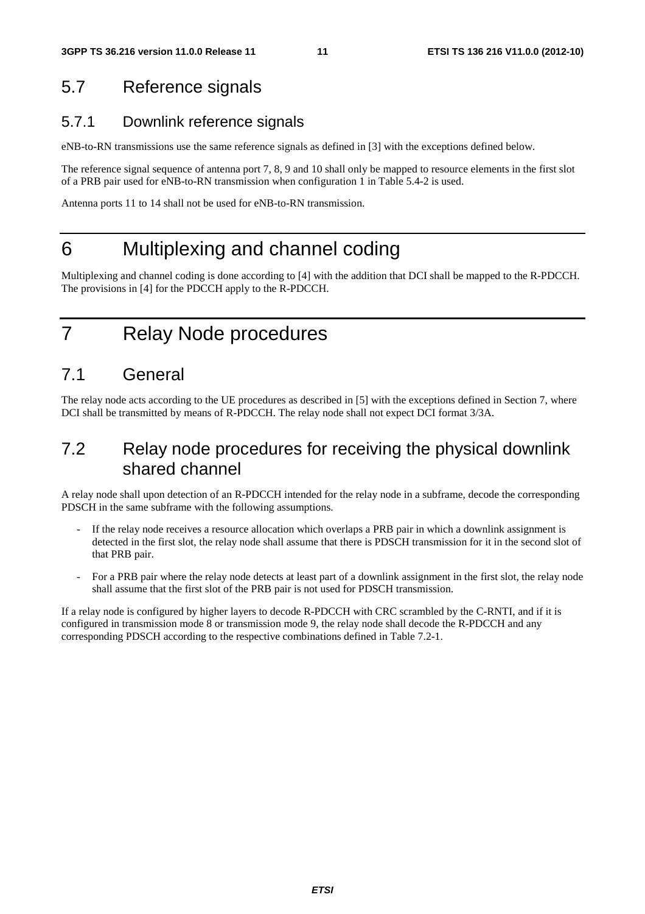## 5.7 Reference signals

### 5.7.1 Downlink reference signals

eNB-to-RN transmissions use the same reference signals as defined in [3] with the exceptions defined below.

The reference signal sequence of antenna port 7, 8, 9 and 10 shall only be mapped to resource elements in the first slot of a PRB pair used for eNB-to-RN transmission when configuration 1 in Table 5.4-2 is used.

Antenna ports 11 to 14 shall not be used for eNB-to-RN transmission.

# 6 Multiplexing and channel coding

Multiplexing and channel coding is done according to [4] with the addition that DCI shall be mapped to the R-PDCCH. The provisions in [4] for the PDCCH apply to the R-PDCCH.

# 7 Relay Node procedures

## 7.1 General

The relay node acts according to the UE procedures as described in [5] with the exceptions defined in Section 7, where DCI shall be transmitted by means of R-PDCCH. The relay node shall not expect DCI format 3/3A.

## 7.2 Relay node procedures for receiving the physical downlink shared channel

A relay node shall upon detection of an R-PDCCH intended for the relay node in a subframe, decode the corresponding PDSCH in the same subframe with the following assumptions.

- If the relay node receives a resource allocation which overlaps a PRB pair in which a downlink assignment is detected in the first slot, the relay node shall assume that there is PDSCH transmission for it in the second slot of that PRB pair.
- For a PRB pair where the relay node detects at least part of a downlink assignment in the first slot, the relay node shall assume that the first slot of the PRB pair is not used for PDSCH transmission.

If a relay node is configured by higher layers to decode R-PDCCH with CRC scrambled by the C-RNTI, and if it is configured in transmission mode 8 or transmission mode 9, the relay node shall decode the R-PDCCH and any corresponding PDSCH according to the respective combinations defined in Table 7.2-1.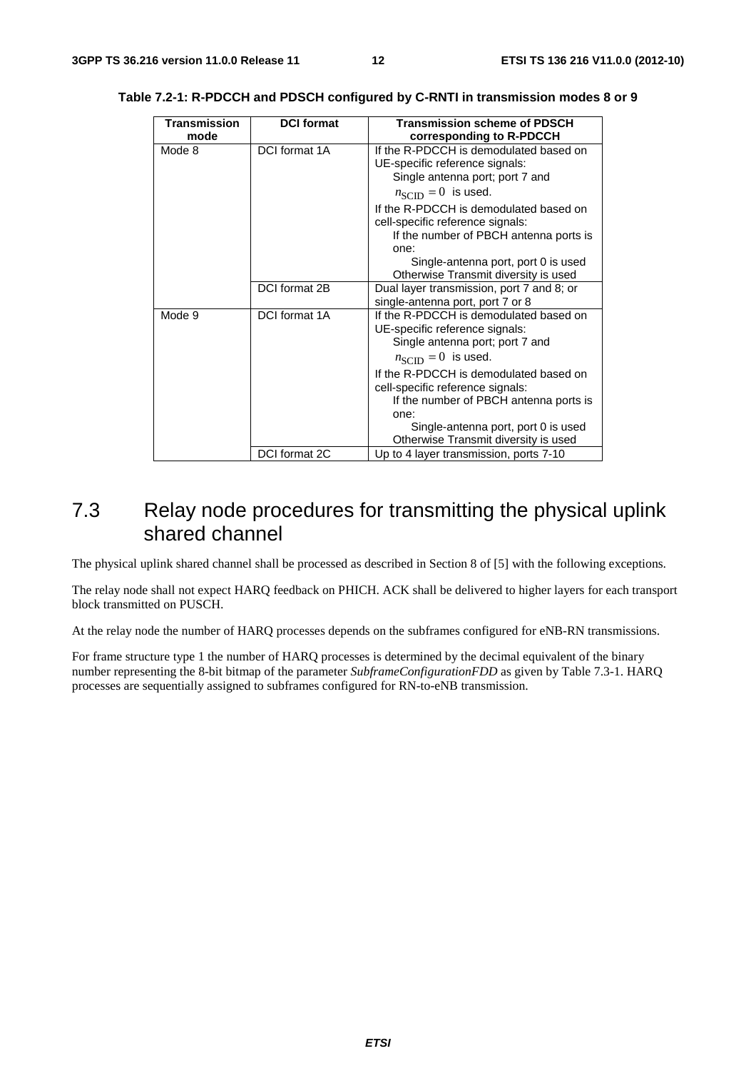**Table 7.2-1: R-PDCCH and PDSCH configured by C-RNTI in transmission modes 8 or 9**

| Transmission mode | DCI format | Transmission scheme of PDSCH corresponding to R-PDCCH |
|---|---|---|
| Mode 8 | DCI format 1A | If the R-PDCCH is demodulated based on UE-specific reference signals: Single antenna port; port 7 and $n_{\text{SCID}} = 0$ is used. If the R-PDCCH is demodulated based on cell-specific reference signals: If the number of PBCH antenna ports is one: Single-antenna port, port 0 is used Otherwise Transmit diversity is used |
| | DCI format 2B | Dual layer transmission, port 7 and 8; or single-antenna port, port 7 or 8 |
| Mode 9 | DCI format 1A | If the R-PDCCH is demodulated based on UE-specific reference signals: Single antenna port; port 7 and $n_{\text{SCID}} = 0$ is used. If the R-PDCCH is demodulated based on cell-specific reference signals: If the number of PBCH antenna ports is one: Single-antenna port, port 0 is used Otherwise Transmit diversity is used |
| | DCI format 2C | Up to 4 layer transmission, ports 7-10 |

## 7.3 Relay node procedures for transmitting the physical uplink shared channel

The physical uplink shared channel shall be processed as described in Section 8 of [5] with the following exceptions.

The relay node shall not expect HARQ feedback on PHICH. ACK shall be delivered to higher layers for each transport block transmitted on PUSCH.

At the relay node the number of HARQ processes depends on the subframes configured for eNB-RN transmissions.

For frame structure type 1 the number of HARQ processes is determined by the decimal equivalent of the binary number representing the 8-bit bitmap of the parameter *SubframeConfigurationFDD* as given by Table 7.3-1. HARQ processes are sequentially assigned to subframes configured for RN-to-eNB transmission.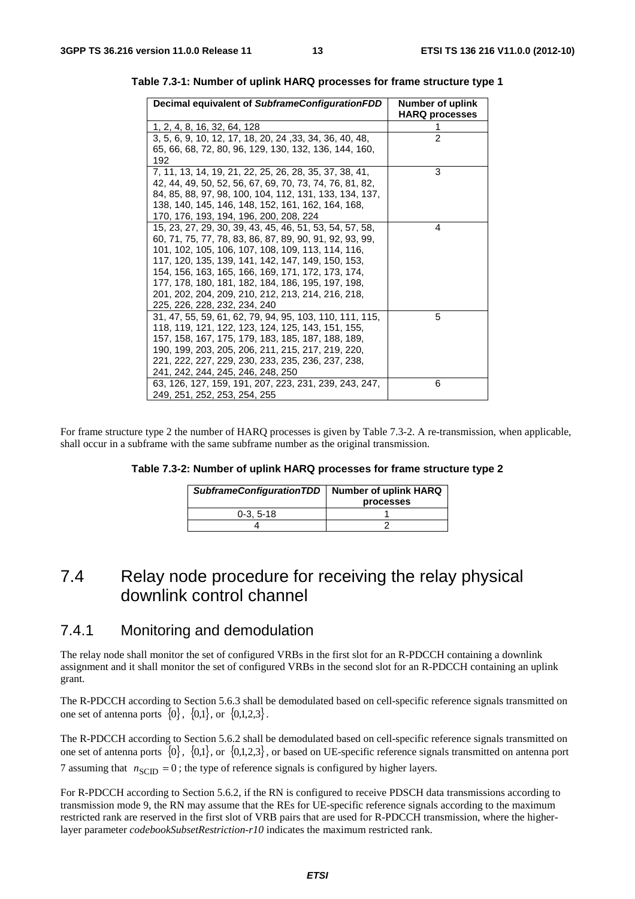**Table 7.3-1: Number of uplink HARQ processes for frame structure type 1**

| Decimal equivalent of *SubframeConfigurationFDD* | Number of uplink HARQ processes |
|---|---|
| 1, 2, 4, 8, 16, 32, 64, 128 | 1 |
| 3, 5, 6, 9, 10, 12, 17, 18, 20, 24 ,33, 34, 36, 40, 48, 65, 66, 68, 72, 80, 96, 129, 130, 132, 136, 144, 160, 192 | 2 |
| 7, 11, 13, 14, 19, 21, 22, 25, 26, 28, 35, 37, 38, 41, 42, 44, 49, 50, 52, 56, 67, 69, 70, 73, 74, 76, 81, 82, 84, 85, 88, 97, 98, 100, 104, 112, 131, 133, 134, 137, 138, 140, 145, 146, 148, 152, 161, 162, 164, 168, 170, 176, 193, 194, 196, 200, 208, 224 | 3 |
| 15, 23, 27, 29, 30, 39, 43, 45, 46, 51, 53, 54, 57, 58, 60, 71, 75, 77, 78, 83, 86, 87, 89, 90, 91, 92, 93, 99, 101, 102, 105, 106, 107, 108, 109, 113, 114, 116, 117, 120, 135, 139, 141, 142, 147, 149, 150, 153, 154, 156, 163, 165, 166, 169, 171, 172, 173, 174, 177, 178, 180, 181, 182, 184, 186, 195, 197, 198, 201, 202, 204, 209, 210, 212, 213, 214, 216, 218, 225, 226, 228, 232, 234, 240 | 4 |
| 31, 47, 55, 59, 61, 62, 79, 94, 95, 103, 110, 111, 115, 118, 119, 121, 122, 123, 124, 125, 143, 151, 155, 157, 158, 167, 175, 179, 183, 185, 187, 188, 189, 190, 199, 203, 205, 206, 211, 215, 217, 219, 220, 221, 222, 227, 229, 230, 233, 235, 236, 237, 238, 241, 242, 244, 245, 246, 248, 250 | 5 |
| 63, 126, 127, 159, 191, 207, 223, 231, 239, 243, 247, 249, 251, 252, 253, 254, 255 | 6 |

For frame structure type 2 the number of HARQ processes is given by Table 7.3-2. A re-transmission, when applicable, shall occur in a subframe with the same subframe number as the original transmission.

**Table 7.3-2: Number of uplink HARQ processes for frame structure type 2**

| *SubframeConfigurationTDD* | Number of uplink HARQ processes |
|---|---|
| 0-3, 5-18 | 1 |
| 4 | 2 |

# 7.4 Relay node procedure for receiving the relay physical downlink control channel

## 7.4.1 Monitoring and demodulation

The relay node shall monitor the set of configured VRBs in the first slot for an R-PDCCH containing a downlink assignment and it shall monitor the set of configured VRBs in the second slot for an R-PDCCH containing an uplink grant.

The R-PDCCH according to Section 5.6.3 shall be demodulated based on cell-specific reference signals transmitted on one set of antenna ports $\{0\}$, $\{0,1\}$, or $\{0,1,2,3\}$.

The R-PDCCH according to Section 5.6.2 shall be demodulated based on cell-specific reference signals transmitted on one set of antenna ports $\{0\}$, $\{0,1\}$, or $\{0,1,2,3\}$, or based on UE-specific reference signals transmitted on antenna port 7 assuming that $n_{\text{SCID}} = 0$; the type of reference signals is configured by higher layers.

For R-PDCCH according to Section 5.6.2, if the RN is configured to receive PDSCH data transmissions according to transmission mode 9, the RN may assume that the REs for UE-specific reference signals according to the maximum restricted rank are reserved in the first slot of VRB pairs that are used for R-PDCCH transmission, where the higher-layer parameter *codebookSubsetRestriction-r10* indicates the maximum restricted rank.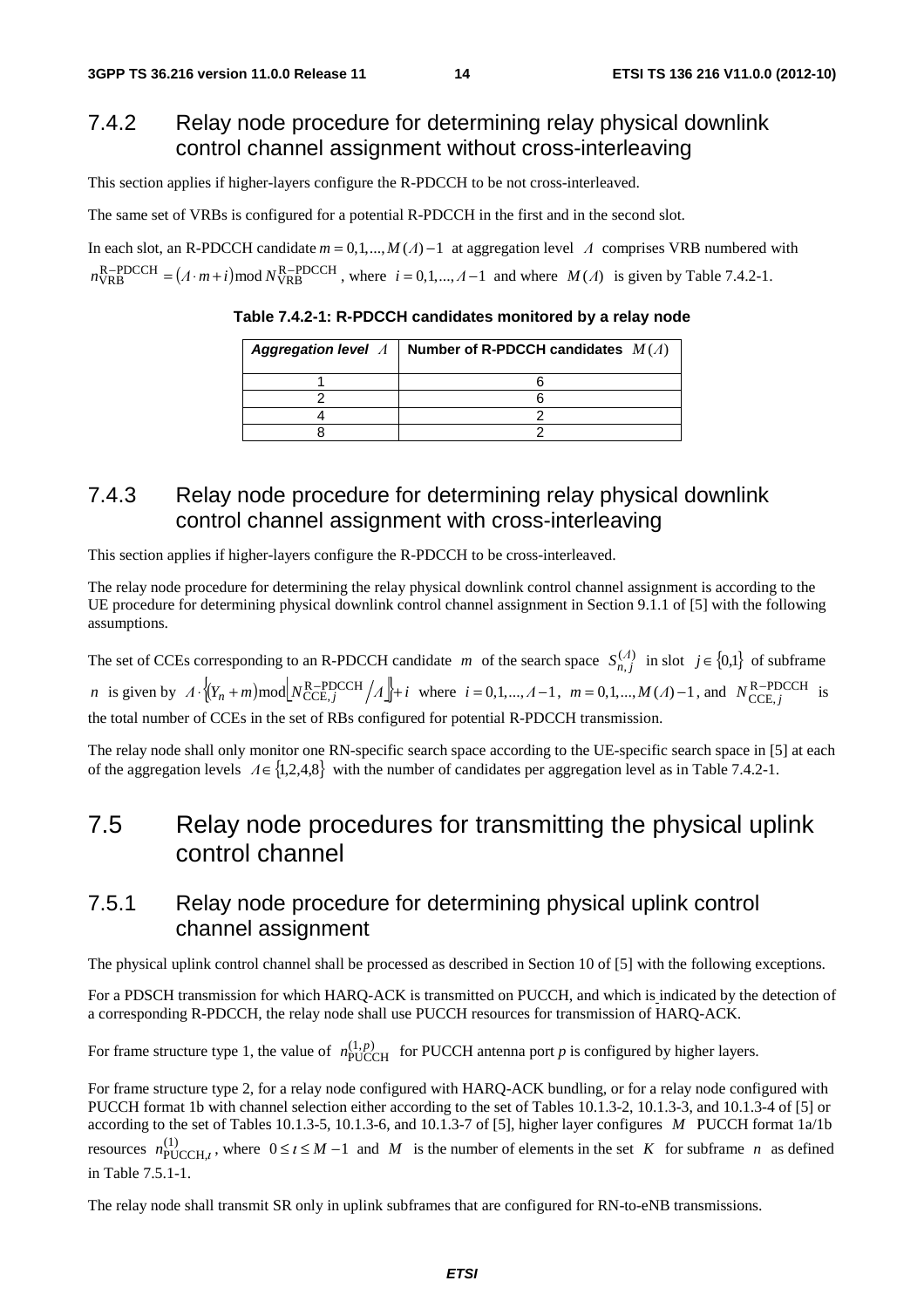### 7.4.2 Relay node procedure for determining relay physical downlink control channel assignment without cross-interleaving

This section applies if higher-layers configure the R-PDCCH to be not cross-interleaved.

The same set of VRBs is configured for a potential R-PDCCH in the first and in the second slot.

In each slot, an R-PDCCH candidate $m = 0,1,..., M(\Lambda)-1$ at aggregation level $\Lambda$ comprises VRB numbered with $n_{\text{VRB}}^{\text{R-PDCCH}} = (\Lambda \cdot m + i) \bmod N_{\text{VRB}}^{\text{R-PDCCH}}$, where $i = 0,1,...,\Lambda-1$ and where $M(\Lambda)$ is given by Table 7.4.2-1.

**Table 7.4.2-1: R-PDCCH candidates monitored by a relay node**

| *Aggregation level* $\Lambda$ | **Number of R-PDCCH candidates** $M(\Lambda)$ |
|---|---|
| 1 | 6 |
| 2 | 6 |
| 4 | 2 |
| 8 | 2 |

### 7.4.3 Relay node procedure for determining relay physical downlink control channel assignment with cross-interleaving

This section applies if higher-layers configure the R-PDCCH to be cross-interleaved.

The relay node procedure for determining the relay physical downlink control channel assignment is according to the UE procedure for determining physical downlink control channel assignment in Section 9.1.1 of [5] with the following assumptions.

The set of CCEs corresponding to an R-PDCCH candidate $m$ of the search space $S_{n,j}^{(\Lambda)}$ in slot $j \in \{0,1\}$ of subframe $n$ is given by $\Lambda \cdot \left\{ (Y_n + m) \bmod \left\lfloor N_{\text{CCE},j}^{\text{R-PDCCH}} / \Lambda \right\rfloor \right\} + i$ where $i = 0,1,...,\Lambda-1$, $m = 0,1,...,M(\Lambda)-1$, and $N_{\text{CCE},j}^{\text{R-PDCCH}}$ is the total number of CCEs in the set of RBs configured for potential R-PDCCH transmission.

The relay node shall only monitor one RN-specific search space according to the UE-specific search space in [5] at each of the aggregation levels $\Lambda \in \{1,2,4,8\}$ with the number of candidates per aggregation level as in Table 7.4.2-1.

## 7.5 Relay node procedures for transmitting the physical uplink control channel

### 7.5.1 Relay node procedure for determining physical uplink control channel assignment

The physical uplink control channel shall be processed as described in Section 10 of [5] with the following exceptions.

For a PDSCH transmission for which HARQ-ACK is transmitted on PUCCH, and which is indicated by the detection of a corresponding R-PDCCH, the relay node shall use PUCCH resources for transmission of HARQ-ACK.

For frame structure type 1, the value of $n_{\text{PUCCH}}^{(1,p)}$ for PUCCH antenna port *p* is configured by higher layers.

For frame structure type 2, for a relay node configured with HARQ-ACK bundling, or for a relay node configured with PUCCH format 1b with channel selection either according to the set of Tables 10.1.3-2, 10.1.3-3, and 10.1.3-4 of [5] or according to the set of Tables 10.1.3-5, 10.1.3-6, and 10.1.3-7 of [5], higher layer configures $M$ PUCCH format 1a/1b resources $n_{\text{PUCCH},t}^{(1)}$, where $0 \le t \le M-1$ and $M$ is the number of elements in the set $K$ for subframe $n$ as defined in Table 7.5.1-1.

The relay node shall transmit SR only in uplink subframes that are configured for RN-to-eNB transmissions.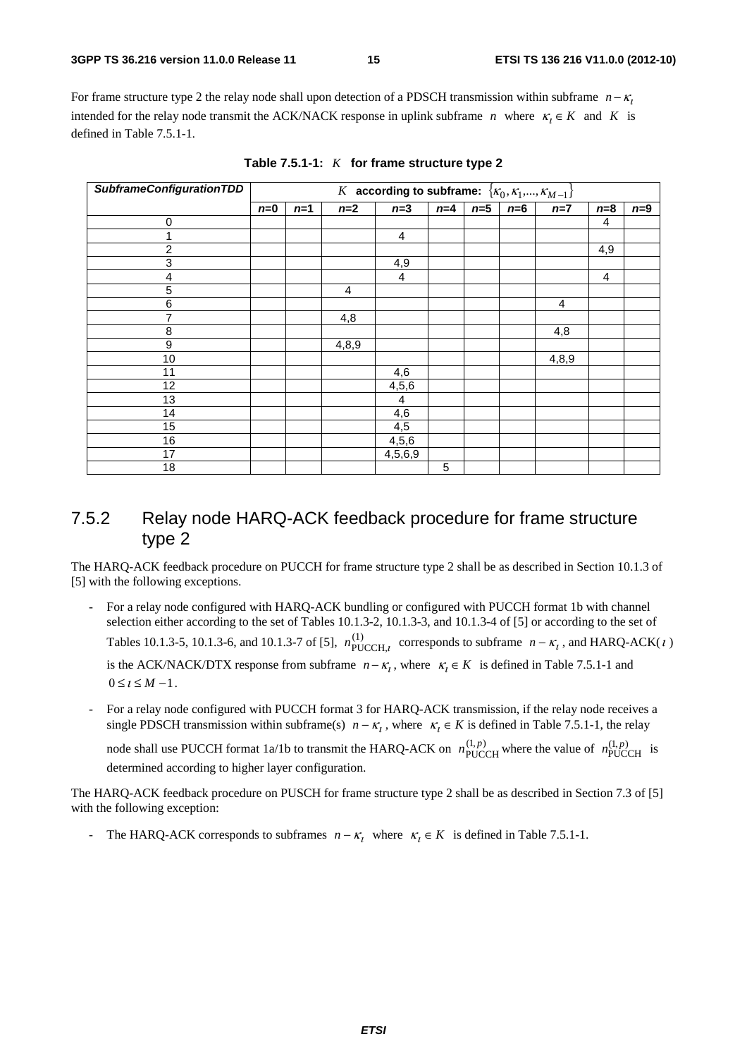For frame structure type 2 the relay node shall upon detection of a PDSCH transmission within subframe $n-\kappa_l$ intended for the relay node transmit the ACK/NACK response in uplink subframe $n$ where $\kappa_l \in K$ and $K$ is defined in Table 7.5.1-1.

**Table 7.5.1-1: $K$ for frame structure type 2**

| *SubframeConfigurationTDD* | $K$ according to subframe: $\{\kappa_0, \kappa_1, ..., \kappa_{M-1}\}$ | | | | | | | | | |
|---|---|---|---|---|---|---|---|---|---|---|
| | *n*=0 | *n*=1 | *n*=2 | *n*=3 | *n*=4 | *n*=5 | *n*=6 | *n*=7 | *n*=8 | *n*=9 |
| 0 | | | | | | | | | 4 | |
| 1 | | | | 4 | | | | | | |
| 2 | | | | | | | | | 4,9 | |
| 3 | | | | 4,9 | | | | | | |
| 4 | | | | 4 | | | | | 4 | |
| 5 | | | 4 | | | | | | | |
| 6 | | | | | | | | 4 | | |
| 7 | | | 4,8 | | | | | | | |
| 8 | | | | | | | | 4,8 | | |
| 9 | | | 4,8,9 | | | | | | | |
| 10 | | | | | | | | 4,8,9 | | |
| 11 | | | | 4,6 | | | | | | |
| 12 | | | | 4,5,6 | | | | | | |
| 13 | | | | 4 | | | | | | |
| 14 | | | | 4,6 | | | | | | |
| 15 | | | | 4,5 | | | | | | |
| 16 | | | | 4,5,6 | | | | | | |
| 17 | | | | 4,5,6,9 | | | | | | |
| 18 | | | | | 5 | | | | | |

## 7.5.2 Relay node HARQ-ACK feedback procedure for frame structure type 2

The HARQ-ACK feedback procedure on PUCCH for frame structure type 2 shall be as described in Section 10.1.3 of [5] with the following exceptions.

- For a relay node configured with HARQ-ACK bundling or configured with PUCCH format 1b with channel selection either according to the set of Tables 10.1.3-2, 10.1.3-3, and 10.1.3-4 of [5] or according to the set of Tables 10.1.3-5, 10.1.3-6, and 10.1.3-7 of [5], $n_{\mathrm{PUCCH},l}^{(1)}$ corresponds to subframe $n-\kappa_l$, and HARQ-ACK($l$) is the ACK/NACK/DTX response from subframe $n-\kappa_l$, where $\kappa_l \in K$ is defined in Table 7.5.1-1 and $0 \le l \le M-1$.
- For a relay node configured with PUCCH format 3 for HARQ-ACK transmission, if the relay node receives a single PDSCH transmission within subframe(s) $n-\kappa_l$, where $\kappa_l \in K$ is defined in Table 7.5.1-1, the relay node shall use PUCCH format 1a/1b to transmit the HARQ-ACK on $n_{\mathrm{PUCCH}}^{(1,p)}$ where the value of $n_{\mathrm{PUCCH}}^{(1,p)}$ is determined according to higher layer configuration.

The HARQ-ACK feedback procedure on PUSCH for frame structure type 2 shall be as described in Section 7.3 of [5] with the following exception:

- The HARQ-ACK corresponds to subframes $n-\kappa_l$ where $\kappa_l \in K$ is defined in Table 7.5.1-1.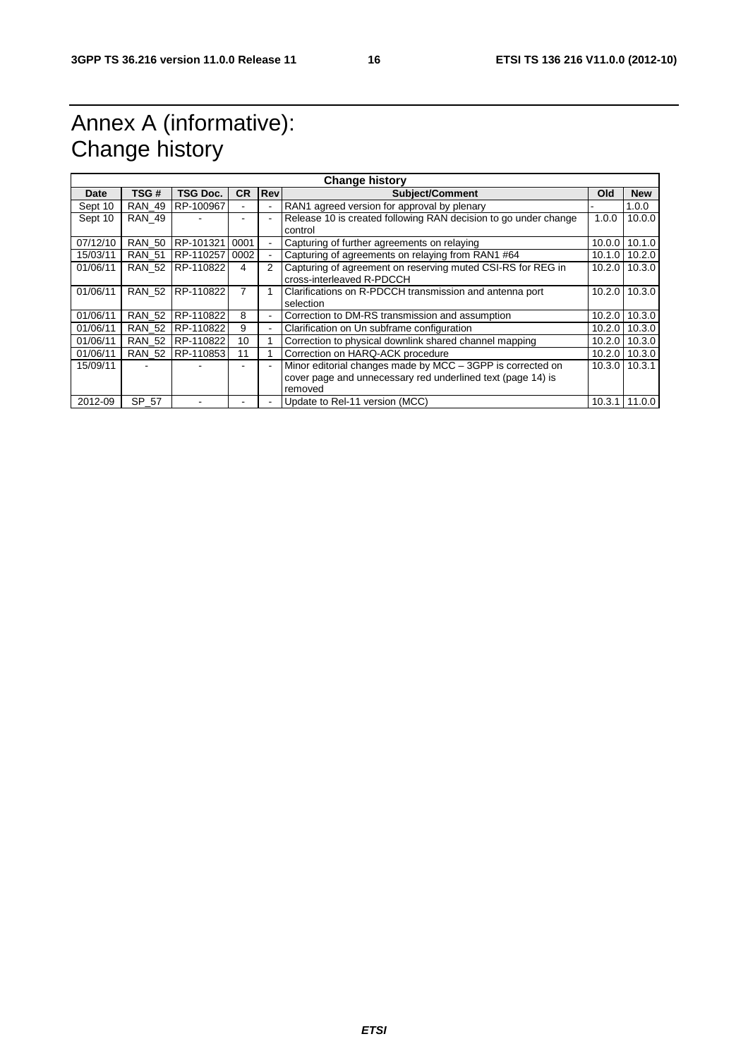# Annex A (informative): Change history

| Change history | | | | | | | |
|---|---|---|---|---|---|---|---|
| **Date** | **TSG #** | **TSG Doc.** | **CR** | **Rev** | **Subject/Comment** | **Old** | **New** |
| Sept 10 | RAN_49 | RP-100967 | - | - | RAN1 agreed version for approval by plenary | - | 1.0.0 |
| Sept 10 | RAN_49 | - | - | - | Release 10 is created following RAN decision to go under change control | 1.0.0 | 10.0.0 |
| 07/12/10 | RAN_50 | RP-101321 | 0001 | - | Capturing of further agreements on relaying | 10.0.0 | 10.1.0 |
| 15/03/11 | RAN_51 | RP-110257 | 0002 | - | Capturing of agreements on relaying from RAN1 #64 | 10.1.0 | 10.2.0 |
| 01/06/11 | RAN_52 | RP-110822 | 4 | 2 | Capturing of agreement on reserving muted CSI-RS for REG in cross-interleaved R-PDCCH | 10.2.0 | 10.3.0 |
| 01/06/11 | RAN_52 | RP-110822 | 7 | 1 | Clarifications on R-PDCCH transmission and antenna port selection | 10.2.0 | 10.3.0 |
| 01/06/11 | RAN_52 | RP-110822 | 8 | - | Correction to DM-RS transmission and assumption | 10.2.0 | 10.3.0 |
| 01/06/11 | RAN_52 | RP-110822 | 9 | - | Clarification on Un subframe configuration | 10.2.0 | 10.3.0 |
| 01/06/11 | RAN_52 | RP-110822 | 10 | 1 | Correction to physical downlink shared channel mapping | 10.2.0 | 10.3.0 |
| 01/06/11 | RAN_52 | RP-110853 | 11 | 1 | Correction on HARQ-ACK procedure | 10.2.0 | 10.3.0 |
| 15/09/11 | - | - | - | - | Minor editorial changes made by MCC – 3GPP is corrected on cover page and unnecessary red underlined text (page 14) is removed | 10.3.0 | 10.3.1 |
| 2012-09 | SP_57 | - | - | - | Update to Rel-11 version (MCC) | 10.3.1 | 11.0.0 |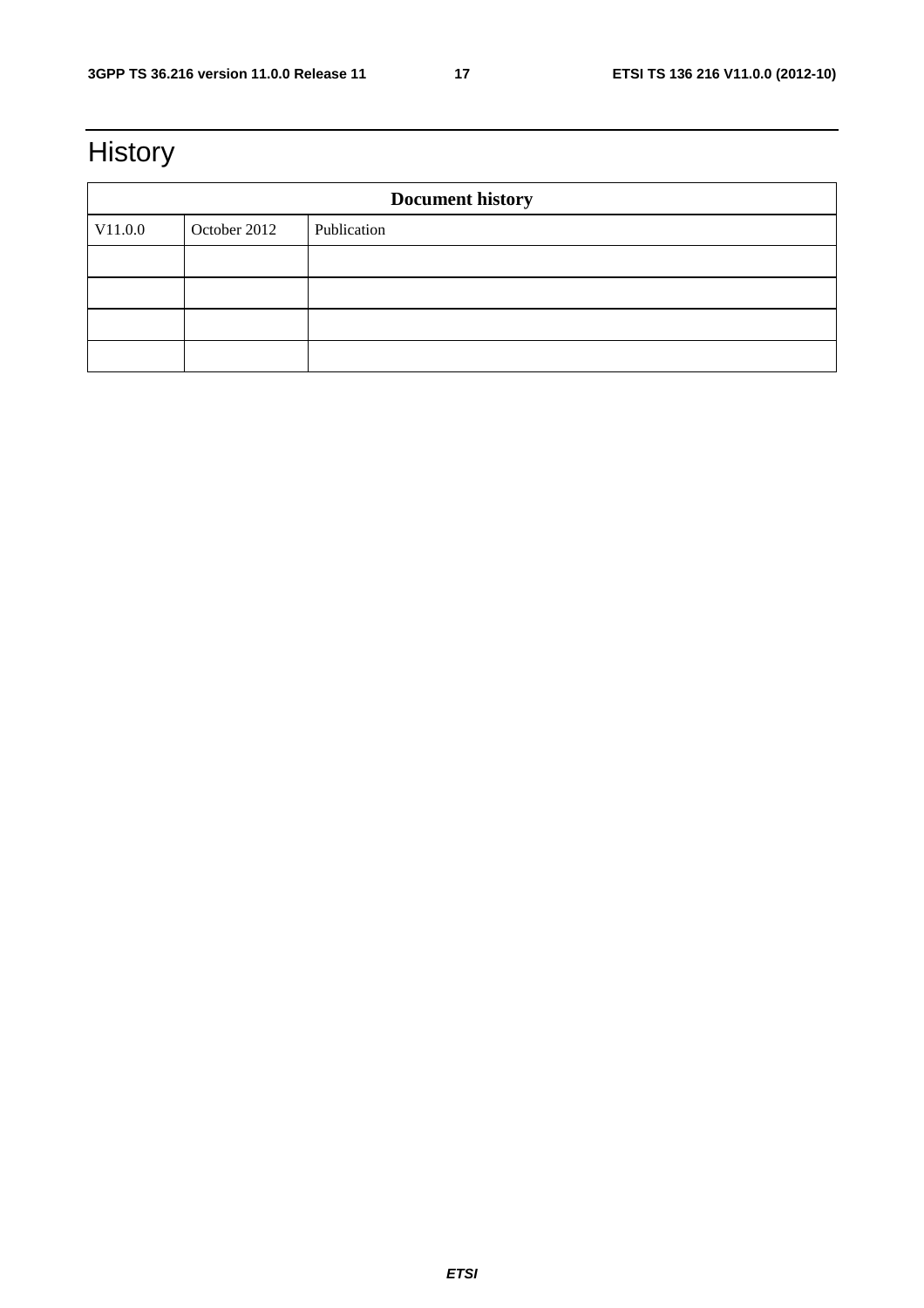# History

| Document history | | |
|---|---|---|
| V11.0.0 | October 2012 | Publication |
| | | |
| | | |
| | | |
| | | |